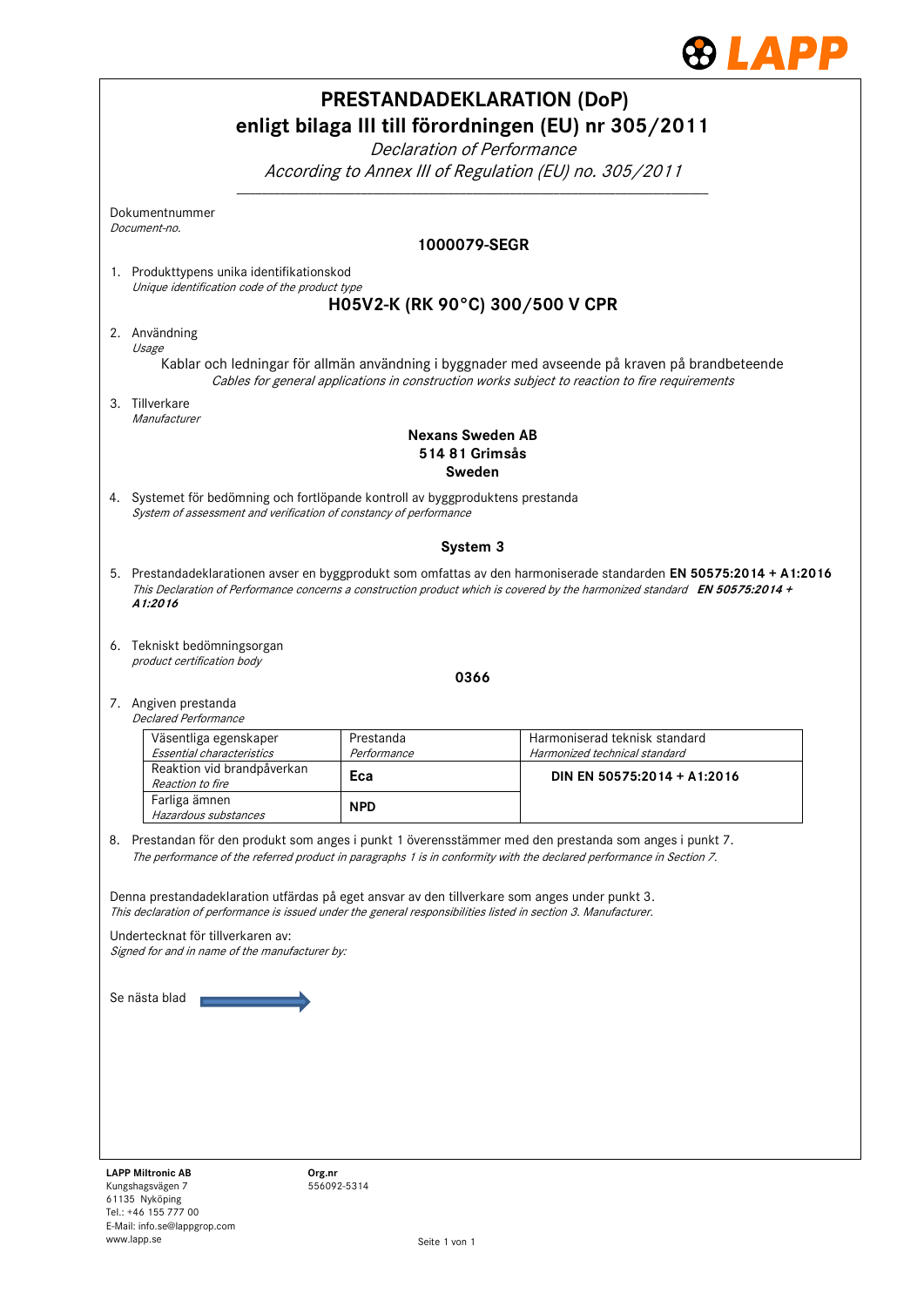# PRESTANDADEKLARATION (DoP)

## enligt bilaga III till förordningen (EU) nr 305/2011

*Declaration of Performance*

*According to Annex III of Regulation (EU) no. 305/2011*

Dokumentnummer
*Document-no.*

**1000079-SEGR**

1. Produkttypens unika identifikationskod
   *Unique identification code of the product type*

   **H05V2-K (RK 90°C) 300/500 V CPR**

2. Användning
   *Usage*

   Kablar och ledningar för allmän användning i byggnader med avseende på kraven på brandbeteende
   *Cables for general applications in construction works subject to reaction to fire requirements*

3. Tillverkare
   *Manufacturer*

   **Nexans Sweden AB**
   **514 81 Grimsås**
   **Sweden**

4. Systemet för bedömning och fortlöpande kontroll av byggproduktens prestanda
   *System of assessment and verification of constancy of performance*

   **System 3**

5. Prestandadeklarationen avser en byggprodukt som omfattas av den harmoniserade standarden **EN 50575:2014 + A1:2016**
   *This Declaration of Performance concerns a construction product which is covered by the harmonized standard* ***EN 50575:2014 + A1:2016***

6. Tekniskt bedömningsorgan
   *product certification body*

   **0366**

7. Angiven prestanda
   *Declared Performance*

| Väsentliga egenskaper *Essential characteristics* | Prestanda *Performance* | Harmoniserad teknisk standard *Harmonized technical standard* |
|---|---|---|
| Reaktion vid brandpåverkan *Reaction to fire* | **Eca** | **DIN EN 50575:2014 + A1:2016** |
| Farliga ämnen *Hazardous substances* | **NPD** | |

8. Prestandan för den produkt som anges i punkt 1 överensstämmer med den prestanda som anges i punkt 7.
   *The performance of the referred product in paragraphs 1 is in conformity with the declared performance in Section 7.*

Denna prestandadeklaration utfärdas på eget ansvar av den tillverkare som anges under punkt 3.
*This declaration of performance is issued under the general responsibilities listed in section 3. Manufacturer.*

Undertecknat för tillverkaren av:
*Signed for and in name of the manufacturer by:*

Se nästa blad →

**LAPP Miltronic AB**
Kungshagsvägen 7
61135 Nyköping
Tel.: +46 155 777 00
E-Mail: info.se@lappgrop.com
www.lapp.se

**Org.nr**
556092-5314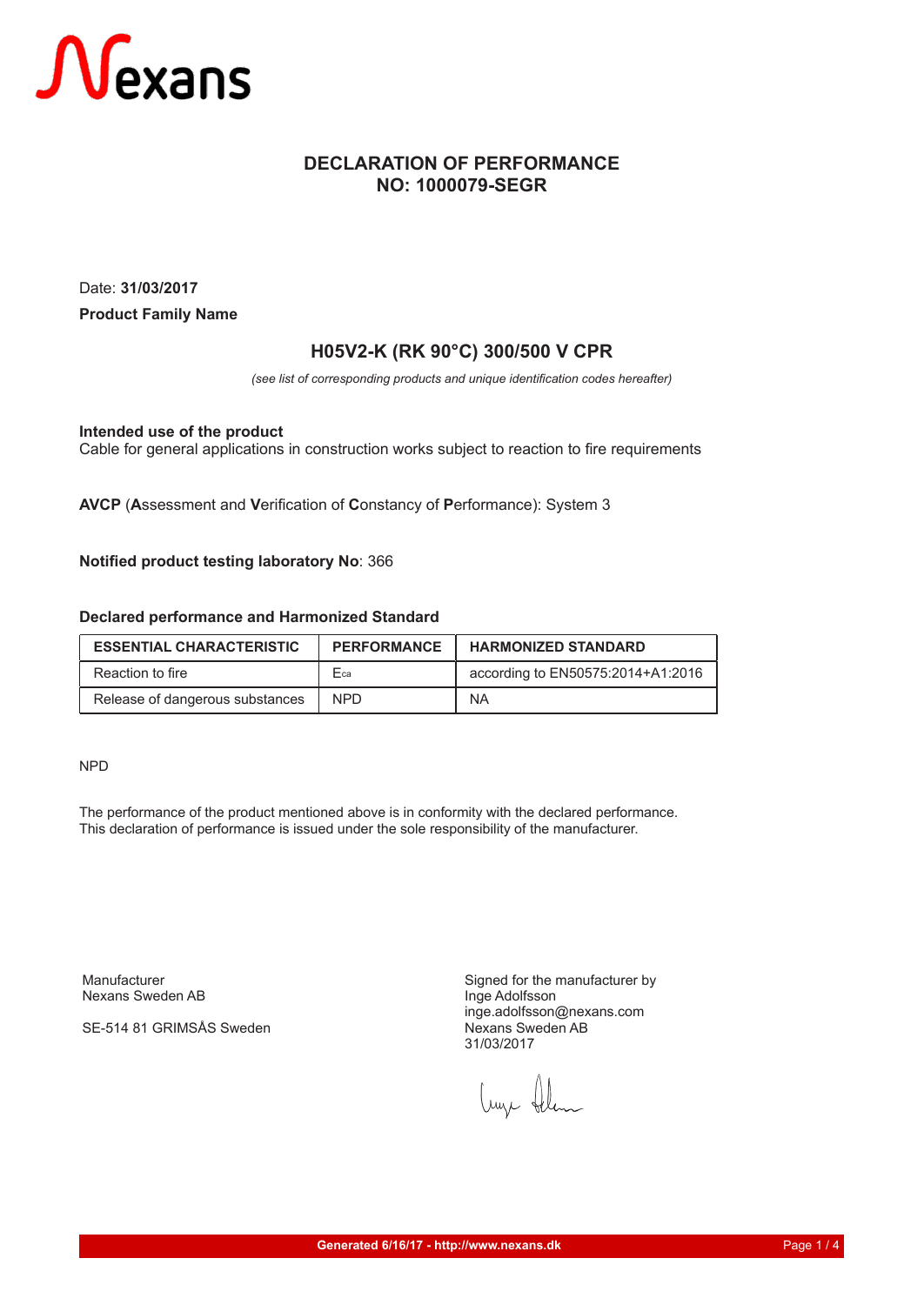# DECLARATION OF PERFORMANCE
# NO: 1000079-SEGR

Date: **31/03/2017**

**Product Family Name**

## H05V2-K (RK 90°C) 300/500 V CPR

*(see list of corresponding products and unique identification codes hereafter)*

**Intended use of the product**
Cable for general applications in construction works subject to reaction to fire requirements

**AVCP** (**A**ssessment and **V**erification of **C**onstancy of **P**erformance): System 3

**Notified product testing laboratory No**: 366

**Declared performance and Harmonized Standard**

| ESSENTIAL CHARACTERISTIC | PERFORMANCE | HARMONIZED STANDARD |
|---|---|---|
| Reaction to fire | $E_{ca}$ | according to EN50575:2014+A1:2016 |
| Release of dangerous substances | NPD | NA |

NPD

The performance of the product mentioned above is in conformity with the declared performance.
This declaration of performance is issued under the sole responsibility of the manufacturer.

Manufacturer
Nexans Sweden AB

SE-514 81 GRIMSÅS Sweden

Signed for the manufacturer by
Inge Adolfsson
inge.adolfsson@nexans.com
Nexans Sweden AB
31/03/2017

Generated 6/16/17 - http://www.nexans.dk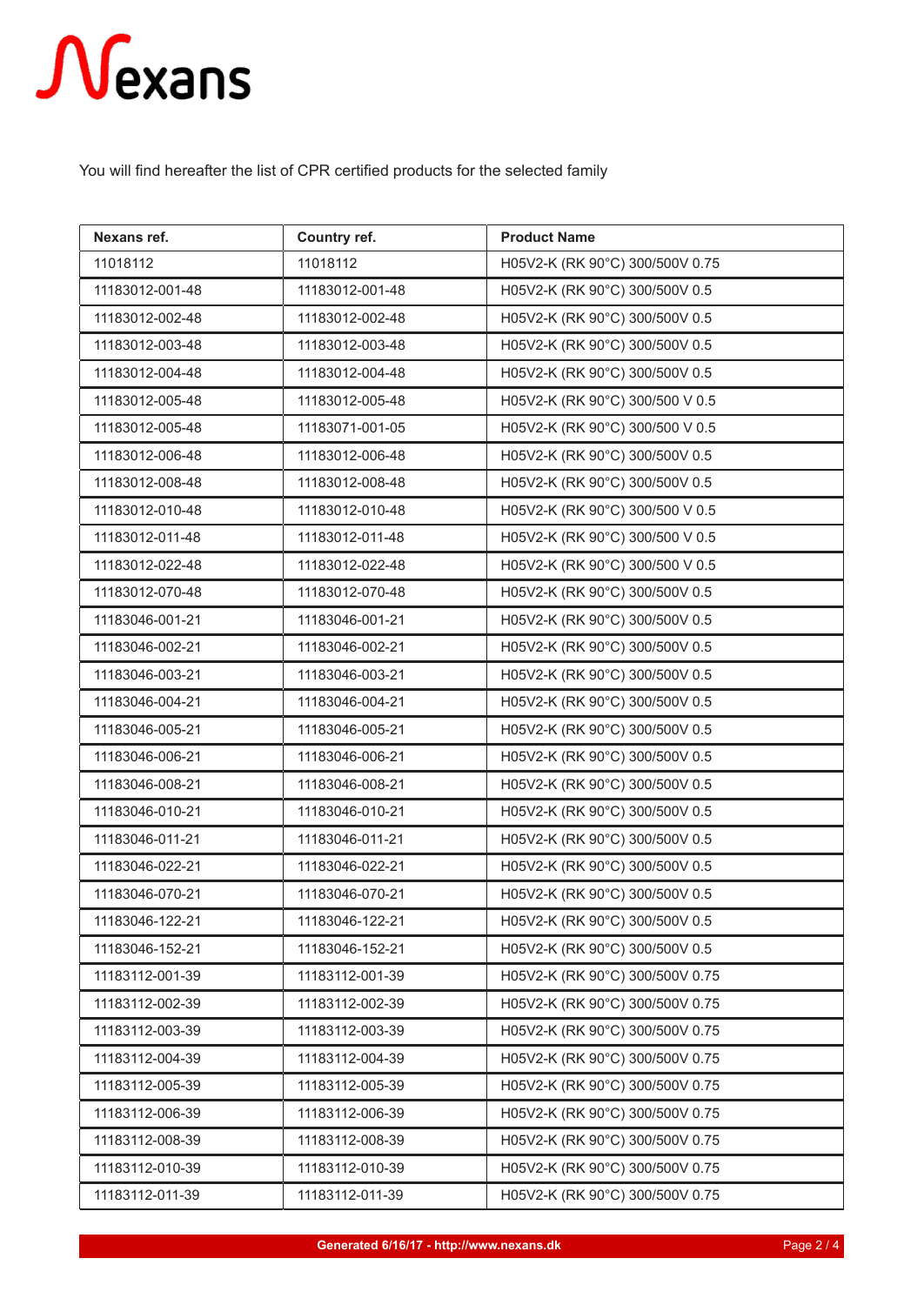You will find hereafter the list of CPR certified products for the selected family

| Nexans ref. | Country ref. | Product Name |
|---|---|---|
| 11018112 | 11018112 | H05V2-K (RK 90°C) 300/500V 0.75 |
| 11183012-001-48 | 11183012-001-48 | H05V2-K (RK 90°C) 300/500V 0.5 |
| 11183012-002-48 | 11183012-002-48 | H05V2-K (RK 90°C) 300/500V 0.5 |
| 11183012-003-48 | 11183012-003-48 | H05V2-K (RK 90°C) 300/500V 0.5 |
| 11183012-004-48 | 11183012-004-48 | H05V2-K (RK 90°C) 300/500V 0.5 |
| 11183012-005-48 | 11183012-005-48 | H05V2-K (RK 90°C) 300/500 V 0.5 |
| 11183012-005-48 | 11183071-001-05 | H05V2-K (RK 90°C) 300/500 V 0.5 |
| 11183012-006-48 | 11183012-006-48 | H05V2-K (RK 90°C) 300/500V 0.5 |
| 11183012-008-48 | 11183012-008-48 | H05V2-K (RK 90°C) 300/500V 0.5 |
| 11183012-010-48 | 11183012-010-48 | H05V2-K (RK 90°C) 300/500 V 0.5 |
| 11183012-011-48 | 11183012-011-48 | H05V2-K (RK 90°C) 300/500 V 0.5 |
| 11183012-022-48 | 11183012-022-48 | H05V2-K (RK 90°C) 300/500 V 0.5 |
| 11183012-070-48 | 11183012-070-48 | H05V2-K (RK 90°C) 300/500V 0.5 |
| 11183046-001-21 | 11183046-001-21 | H05V2-K (RK 90°C) 300/500V 0.5 |
| 11183046-002-21 | 11183046-002-21 | H05V2-K (RK 90°C) 300/500V 0.5 |
| 11183046-003-21 | 11183046-003-21 | H05V2-K (RK 90°C) 300/500V 0.5 |
| 11183046-004-21 | 11183046-004-21 | H05V2-K (RK 90°C) 300/500V 0.5 |
| 11183046-005-21 | 11183046-005-21 | H05V2-K (RK 90°C) 300/500V 0.5 |
| 11183046-006-21 | 11183046-006-21 | H05V2-K (RK 90°C) 300/500V 0.5 |
| 11183046-008-21 | 11183046-008-21 | H05V2-K (RK 90°C) 300/500V 0.5 |
| 11183046-010-21 | 11183046-010-21 | H05V2-K (RK 90°C) 300/500V 0.5 |
| 11183046-011-21 | 11183046-011-21 | H05V2-K (RK 90°C) 300/500V 0.5 |
| 11183046-022-21 | 11183046-022-21 | H05V2-K (RK 90°C) 300/500V 0.5 |
| 11183046-070-21 | 11183046-070-21 | H05V2-K (RK 90°C) 300/500V 0.5 |
| 11183046-122-21 | 11183046-122-21 | H05V2-K (RK 90°C) 300/500V 0.5 |
| 11183046-152-21 | 11183046-152-21 | H05V2-K (RK 90°C) 300/500V 0.5 |
| 11183112-001-39 | 11183112-001-39 | H05V2-K (RK 90°C) 300/500V 0.75 |
| 11183112-002-39 | 11183112-002-39 | H05V2-K (RK 90°C) 300/500V 0.75 |
| 11183112-003-39 | 11183112-003-39 | H05V2-K (RK 90°C) 300/500V 0.75 |
| 11183112-004-39 | 11183112-004-39 | H05V2-K (RK 90°C) 300/500V 0.75 |
| 11183112-005-39 | 11183112-005-39 | H05V2-K (RK 90°C) 300/500V 0.75 |
| 11183112-006-39 | 11183112-006-39 | H05V2-K (RK 90°C) 300/500V 0.75 |
| 11183112-008-39 | 11183112-008-39 | H05V2-K (RK 90°C) 300/500V 0.75 |
| 11183112-010-39 | 11183112-010-39 | H05V2-K (RK 90°C) 300/500V 0.75 |
| 11183112-011-39 | 11183112-011-39 | H05V2-K (RK 90°C) 300/500V 0.75 |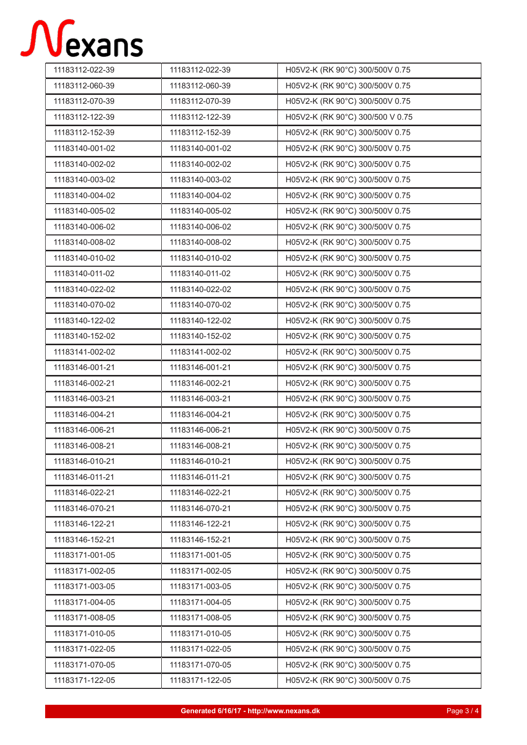| 11183112-022-39 | 11183112-022-39 | H05V2-K (RK 90°C) 300/500V 0.75 |
|---|---|---|
| 11183112-060-39 | 11183112-060-39 | H05V2-K (RK 90°C) 300/500V 0.75 |
| 11183112-070-39 | 11183112-070-39 | H05V2-K (RK 90°C) 300/500V 0.75 |
| 11183112-122-39 | 11183112-122-39 | H05V2-K (RK 90°C) 300/500 V 0.75 |
| 11183112-152-39 | 11183112-152-39 | H05V2-K (RK 90°C) 300/500V 0.75 |
| 11183140-001-02 | 11183140-001-02 | H05V2-K (RK 90°C) 300/500V 0.75 |
| 11183140-002-02 | 11183140-002-02 | H05V2-K (RK 90°C) 300/500V 0.75 |
| 11183140-003-02 | 11183140-003-02 | H05V2-K (RK 90°C) 300/500V 0.75 |
| 11183140-004-02 | 11183140-004-02 | H05V2-K (RK 90°C) 300/500V 0.75 |
| 11183140-005-02 | 11183140-005-02 | H05V2-K (RK 90°C) 300/500V 0.75 |
| 11183140-006-02 | 11183140-006-02 | H05V2-K (RK 90°C) 300/500V 0.75 |
| 11183140-008-02 | 11183140-008-02 | H05V2-K (RK 90°C) 300/500V 0.75 |
| 11183140-010-02 | 11183140-010-02 | H05V2-K (RK 90°C) 300/500V 0.75 |
| 11183140-011-02 | 11183140-011-02 | H05V2-K (RK 90°C) 300/500V 0.75 |
| 11183140-022-02 | 11183140-022-02 | H05V2-K (RK 90°C) 300/500V 0.75 |
| 11183140-070-02 | 11183140-070-02 | H05V2-K (RK 90°C) 300/500V 0.75 |
| 11183140-122-02 | 11183140-122-02 | H05V2-K (RK 90°C) 300/500V 0.75 |
| 11183140-152-02 | 11183140-152-02 | H05V2-K (RK 90°C) 300/500V 0.75 |
| 11183141-002-02 | 11183141-002-02 | H05V2-K (RK 90°C) 300/500V 0.75 |
| 11183146-001-21 | 11183146-001-21 | H05V2-K (RK 90°C) 300/500V 0.75 |
| 11183146-002-21 | 11183146-002-21 | H05V2-K (RK 90°C) 300/500V 0.75 |
| 11183146-003-21 | 11183146-003-21 | H05V2-K (RK 90°C) 300/500V 0.75 |
| 11183146-004-21 | 11183146-004-21 | H05V2-K (RK 90°C) 300/500V 0.75 |
| 11183146-006-21 | 11183146-006-21 | H05V2-K (RK 90°C) 300/500V 0.75 |
| 11183146-008-21 | 11183146-008-21 | H05V2-K (RK 90°C) 300/500V 0.75 |
| 11183146-010-21 | 11183146-010-21 | H05V2-K (RK 90°C) 300/500V 0.75 |
| 11183146-011-21 | 11183146-011-21 | H05V2-K (RK 90°C) 300/500V 0.75 |
| 11183146-022-21 | 11183146-022-21 | H05V2-K (RK 90°C) 300/500V 0.75 |
| 11183146-070-21 | 11183146-070-21 | H05V2-K (RK 90°C) 300/500V 0.75 |
| 11183146-122-21 | 11183146-122-21 | H05V2-K (RK 90°C) 300/500V 0.75 |
| 11183146-152-21 | 11183146-152-21 | H05V2-K (RK 90°C) 300/500V 0.75 |
| 11183171-001-05 | 11183171-001-05 | H05V2-K (RK 90°C) 300/500V 0.75 |
| 11183171-002-05 | 11183171-002-05 | H05V2-K (RK 90°C) 300/500V 0.75 |
| 11183171-003-05 | 11183171-003-05 | H05V2-K (RK 90°C) 300/500V 0.75 |
| 11183171-004-05 | 11183171-004-05 | H05V2-K (RK 90°C) 300/500V 0.75 |
| 11183171-008-05 | 11183171-008-05 | H05V2-K (RK 90°C) 300/500V 0.75 |
| 11183171-010-05 | 11183171-010-05 | H05V2-K (RK 90°C) 300/500V 0.75 |
| 11183171-022-05 | 11183171-022-05 | H05V2-K (RK 90°C) 300/500V 0.75 |
| 11183171-070-05 | 11183171-070-05 | H05V2-K (RK 90°C) 300/500V 0.75 |
| 11183171-122-05 | 11183171-122-05 | H05V2-K (RK 90°C) 300/500V 0.75 |

Generated 6/16/17 - http://www.nexans.dk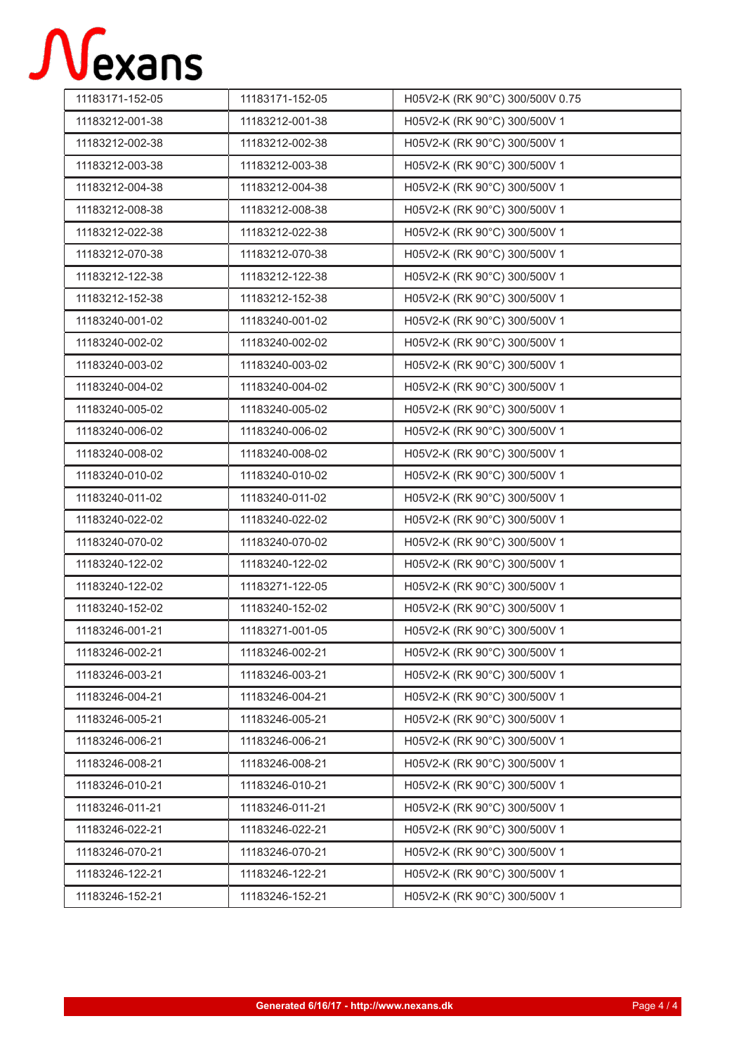| | | |
|---|---|---|
| 11183171-152-05 | 11183171-152-05 | H05V2-K (RK 90°C) 300/500V 0.75 |
| 11183212-001-38 | 11183212-001-38 | H05V2-K (RK 90°C) 300/500V 1 |
| 11183212-002-38 | 11183212-002-38 | H05V2-K (RK 90°C) 300/500V 1 |
| 11183212-003-38 | 11183212-003-38 | H05V2-K (RK 90°C) 300/500V 1 |
| 11183212-004-38 | 11183212-004-38 | H05V2-K (RK 90°C) 300/500V 1 |
| 11183212-008-38 | 11183212-008-38 | H05V2-K (RK 90°C) 300/500V 1 |
| 11183212-022-38 | 11183212-022-38 | H05V2-K (RK 90°C) 300/500V 1 |
| 11183212-070-38 | 11183212-070-38 | H05V2-K (RK 90°C) 300/500V 1 |
| 11183212-122-38 | 11183212-122-38 | H05V2-K (RK 90°C) 300/500V 1 |
| 11183212-152-38 | 11183212-152-38 | H05V2-K (RK 90°C) 300/500V 1 |
| 11183240-001-02 | 11183240-001-02 | H05V2-K (RK 90°C) 300/500V 1 |
| 11183240-002-02 | 11183240-002-02 | H05V2-K (RK 90°C) 300/500V 1 |
| 11183240-003-02 | 11183240-003-02 | H05V2-K (RK 90°C) 300/500V 1 |
| 11183240-004-02 | 11183240-004-02 | H05V2-K (RK 90°C) 300/500V 1 |
| 11183240-005-02 | 11183240-005-02 | H05V2-K (RK 90°C) 300/500V 1 |
| 11183240-006-02 | 11183240-006-02 | H05V2-K (RK 90°C) 300/500V 1 |
| 11183240-008-02 | 11183240-008-02 | H05V2-K (RK 90°C) 300/500V 1 |
| 11183240-010-02 | 11183240-010-02 | H05V2-K (RK 90°C) 300/500V 1 |
| 11183240-011-02 | 11183240-011-02 | H05V2-K (RK 90°C) 300/500V 1 |
| 11183240-022-02 | 11183240-022-02 | H05V2-K (RK 90°C) 300/500V 1 |
| 11183240-070-02 | 11183240-070-02 | H05V2-K (RK 90°C) 300/500V 1 |
| 11183240-122-02 | 11183240-122-02 | H05V2-K (RK 90°C) 300/500V 1 |
| 11183240-122-02 | 11183271-122-05 | H05V2-K (RK 90°C) 300/500V 1 |
| 11183240-152-02 | 11183240-152-02 | H05V2-K (RK 90°C) 300/500V 1 |
| 11183246-001-21 | 11183271-001-05 | H05V2-K (RK 90°C) 300/500V 1 |
| 11183246-002-21 | 11183246-002-21 | H05V2-K (RK 90°C) 300/500V 1 |
| 11183246-003-21 | 11183246-003-21 | H05V2-K (RK 90°C) 300/500V 1 |
| 11183246-004-21 | 11183246-004-21 | H05V2-K (RK 90°C) 300/500V 1 |
| 11183246-005-21 | 11183246-005-21 | H05V2-K (RK 90°C) 300/500V 1 |
| 11183246-006-21 | 11183246-006-21 | H05V2-K (RK 90°C) 300/500V 1 |
| 11183246-008-21 | 11183246-008-21 | H05V2-K (RK 90°C) 300/500V 1 |
| 11183246-010-21 | 11183246-010-21 | H05V2-K (RK 90°C) 300/500V 1 |
| 11183246-011-21 | 11183246-011-21 | H05V2-K (RK 90°C) 300/500V 1 |
| 11183246-022-21 | 11183246-022-21 | H05V2-K (RK 90°C) 300/500V 1 |
| 11183246-070-21 | 11183246-070-21 | H05V2-K (RK 90°C) 300/500V 1 |
| 11183246-122-21 | 11183246-122-21 | H05V2-K (RK 90°C) 300/500V 1 |
| 11183246-152-21 | 11183246-152-21 | H05V2-K (RK 90°C) 300/500V 1 |

Generated 6/16/17 - http://www.nexans.dk